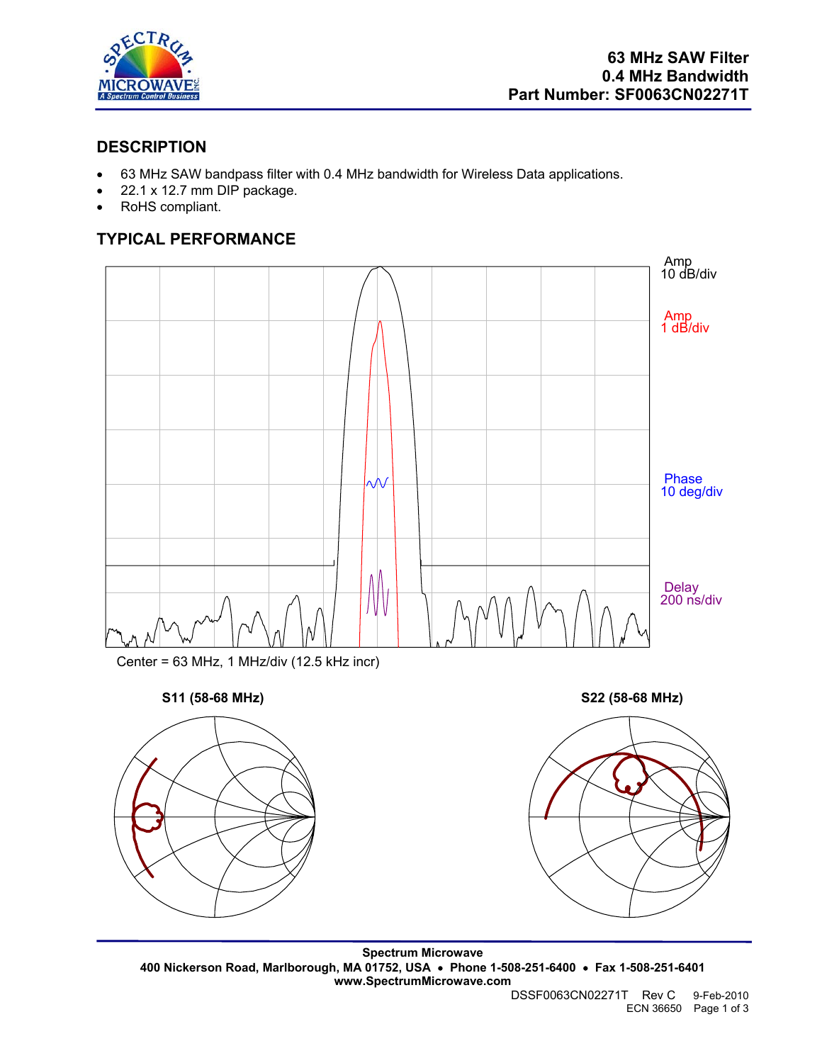# 63 MHz SAW Filter
# 0.4 MHz Bandwidth
# Part Number: SF0063CN02271T

## DESCRIPTION

- 63 MHz SAW bandpass filter with 0.4 MHz bandwidth for Wireless Data applications.
- 22.1 x 12.7 mm DIP package.
- RoHS compliant.

## TYPICAL PERFORMANCE

Amp 10 dB/div

Amp 1 dB/div

Phase 10 deg/div

Delay 200 ns/div

Center = 63 MHz, 1 MHz/div (12.5 kHz incr)

**S11 (58-68 MHz)**

**S22 (58-68 MHz)**

**Spectrum Microwave**
**400 Nickerson Road, Marlborough, MA 01752, USA • Phone 1-508-251-6400 • Fax 1-508-251-6401**
**www.SpectrumMicrowave.com**

DSSF0063CN02271T Rev C 9-Feb-2010
ECN 36650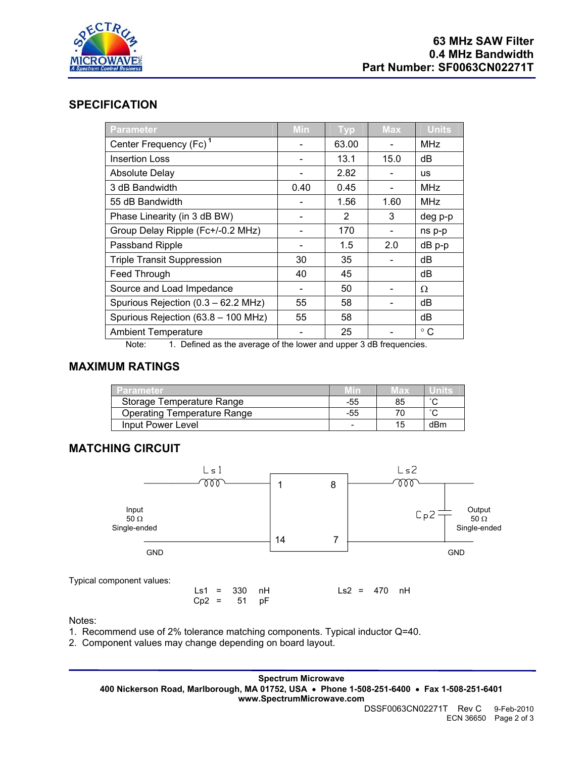**63 MHz SAW Filter**
**0.4 MHz Bandwidth**
**Part Number: SF0063CN02271T**

## SPECIFICATION

| Parameter | Min | Typ | Max | Units |
|---|---|---|---|---|
| Center Frequency (Fc) [1] | - | 63.00 | - | MHz |
| Insertion Loss | - | 13.1 | 15.0 | dB |
| Absolute Delay | - | 2.82 | - | us |
| 3 dB Bandwidth | 0.40 | 0.45 | - | MHz |
| 55 dB Bandwidth | - | 1.56 | 1.60 | MHz |
| Phase Linearity (in 3 dB BW) | - | 2 | 3 | deg p-p |
| Group Delay Ripple (Fc+/-0.2 MHz) | - | 170 | - | ns p-p |
| Passband Ripple | - | 1.5 | 2.0 | dB p-p |
| Triple Transit Suppression | 30 | 35 | - | dB |
| Feed Through | 40 | 45 | | dB |
| Source and Load Impedance | - | 50 | - | Ω |
| Spurious Rejection (0.3 – 62.2 MHz) | 55 | 58 | - | dB |
| Spurious Rejection (63.8 – 100 MHz) | 55 | 58 | | dB |
| Ambient Temperature | - | 25 | - | ° C |

Note: 1. Defined as the average of the lower and upper 3 dB frequencies.

## MAXIMUM RATINGS

| Parameter | Min | Max | Units |
|---|---|---|---|
| Storage Temperature Range | -55 | 85 | °C |
| Operating Temperature Range | -55 | 70 | °C |
| Input Power Level | - | 15 | dBm |

## MATCHING CIRCUIT

Input 50 Ω Single-ended — Ls1 — pin 1; pin 14 — GND
Pin 8 — Ls2 — Cp2 (shunt) — Output 50 Ω Single-ended; pin 7 — GND

Typical component values:

Ls1 = 330 nH    Ls2 = 470 nH
Cp2 = 51 pF

Notes:

1. Recommend use of 2% tolerance matching components. Typical inductor Q=40.
2. Component values may change depending on board layout.

**Spectrum Microwave**
**400 Nickerson Road, Marlborough, MA 01752, USA • Phone 1-508-251-6400 • Fax 1-508-251-6401**
**www.SpectrumMicrowave.com**

DSSF0063CN02271T Rev C 9-Feb-2010
ECN 36650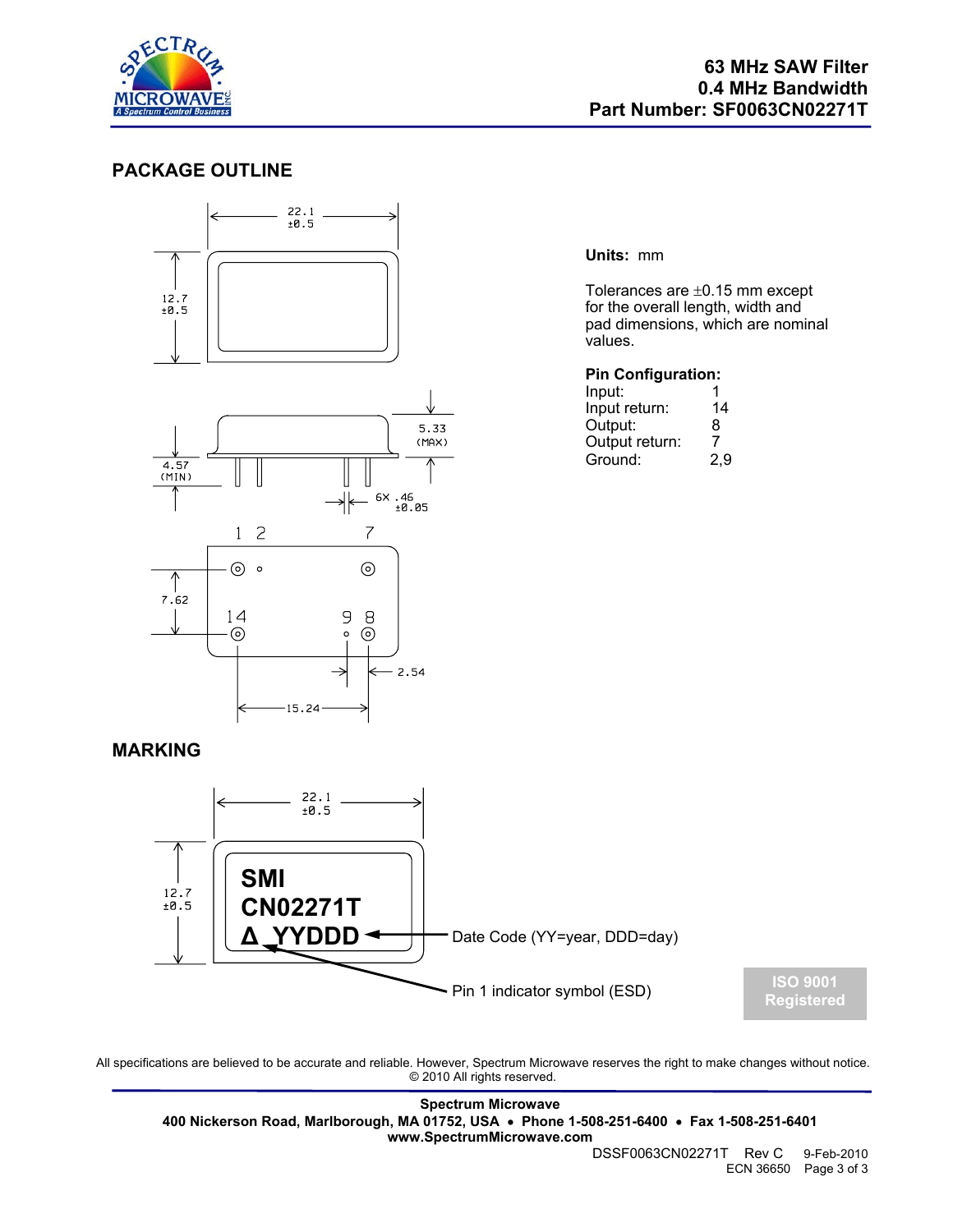## PACKAGE OUTLINE

22.1 ±0.5

12.7 ±0.5

4.57 (MIN)

5.33 (MAX)

6X .46 ±0.05

1 2 7

7.62

14 9 8

2.54

15.24

**Units:** mm

Tolerances are ±0.15 mm except for the overall length, width and pad dimensions, which are nominal values.

**Pin Configuration:**

| | |
|---|---|
| Input: | 1 |
| Input return: | 14 |
| Output: | 8 |
| Output return: | 7 |
| Ground: | 2,9 |

## MARKING

22.1 ±0.5

12.7 ±0.5

**SMI**
**CN02271T**
**Δ YYDDD**

Date Code (YY=year, DDD=day)

Pin 1 indicator symbol (ESD)

ISO 9001 Registered

All specifications are believed to be accurate and reliable. However, Spectrum Microwave reserves the right to make changes without notice.
© 2010 All rights reserved.

**Spectrum Microwave**
**400 Nickerson Road, Marlborough, MA 01752, USA • Phone 1-508-251-6400 • Fax 1-508-251-6401**
**www.SpectrumMicrowave.com**

DSSF0063CN02271T Rev C 9-Feb-2010
ECN 36650